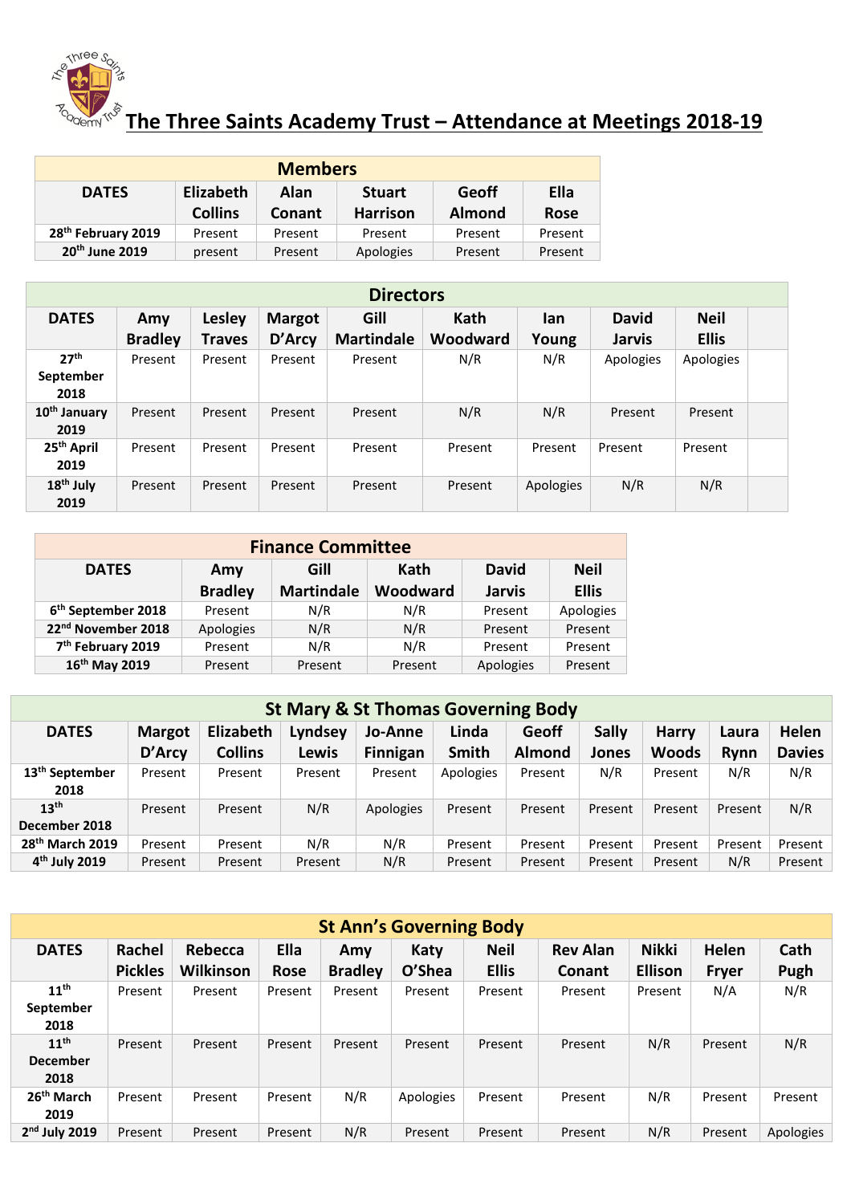# The Three Saints Academy Trust – Attendance at Meetings 2018-19

| Members | | | | | |
|---|---|---|---|---|---|
| DATES | Elizabeth Collins | Alan Conant | Stuart Harrison | Geoff Almond | Ella Rose |
| 28th February 2019 | Present | Present | Present | Present | Present |
| 20th June 2019 | present | Present | Apologies | Present | Present |

| Directors | | | | | | | | | |
|---|---|---|---|---|---|---|---|---|---|
| DATES | Amy Bradley | Lesley Traves | Margot D'Arcy | Gill Martindale | Kath Woodward | Ian Young | David Jarvis | Neil Ellis | |
| 27th September 2018 | Present | Present | Present | Present | N/R | N/R | Apologies | Apologies | |
| 10th January 2019 | Present | Present | Present | Present | N/R | N/R | Present | Present | |
| 25th April 2019 | Present | Present | Present | Present | Present | Present | Present | Present | |
| 18th July 2019 | Present | Present | Present | Present | Present | Apologies | N/R | N/R | |

| Finance Committee | | | | | |
|---|---|---|---|---|---|
| DATES | Amy Bradley | Gill Martindale | Kath Woodward | David Jarvis | Neil Ellis |
| 6th September 2018 | Present | N/R | N/R | Present | Apologies |
| 22nd November 2018 | Apologies | N/R | N/R | Present | Present |
| 7th February 2019 | Present | N/R | N/R | Present | Present |
| 16th May 2019 | Present | Present | Present | Apologies | Present |

| St Mary & St Thomas Governing Body | | | | | | | | | | |
|---|---|---|---|---|---|---|---|---|---|---|
| DATES | Margot D'Arcy | Elizabeth Collins | Lyndsey Lewis | Jo-Anne Finnigan | Linda Smith | Geoff Almond | Sally Jones | Harry Woods | Laura Rynn | Helen Davies |
| 13th September 2018 | Present | Present | Present | Present | Apologies | Present | N/R | Present | N/R | N/R |
| 13th December 2018 | Present | Present | N/R | Apologies | Present | Present | Present | Present | Present | N/R |
| 28th March 2019 | Present | Present | N/R | N/R | Present | Present | Present | Present | Present | Present |
| 4th July 2019 | Present | Present | Present | N/R | Present | Present | Present | Present | N/R | Present |

| St Ann's Governing Body | | | | | | | | | | |
|---|---|---|---|---|---|---|---|---|---|---|
| DATES | Rachel Pickles | Rebecca Wilkinson | Ella Rose | Amy Bradley | Katy O'Shea | Neil Ellis | Rev Alan Conant | Nikki Ellison | Helen Fryer | Cath Pugh |
| 11th September 2018 | Present | Present | Present | Present | Present | Present | Present | Present | N/A | N/R |
| 11th December 2018 | Present | Present | Present | Present | Present | Present | Present | N/R | Present | N/R |
| 26th March 2019 | Present | Present | Present | N/R | Apologies | Present | Present | N/R | Present | Present |
| 2nd July 2019 | Present | Present | Present | N/R | Present | Present | Present | N/R | Present | Apologies |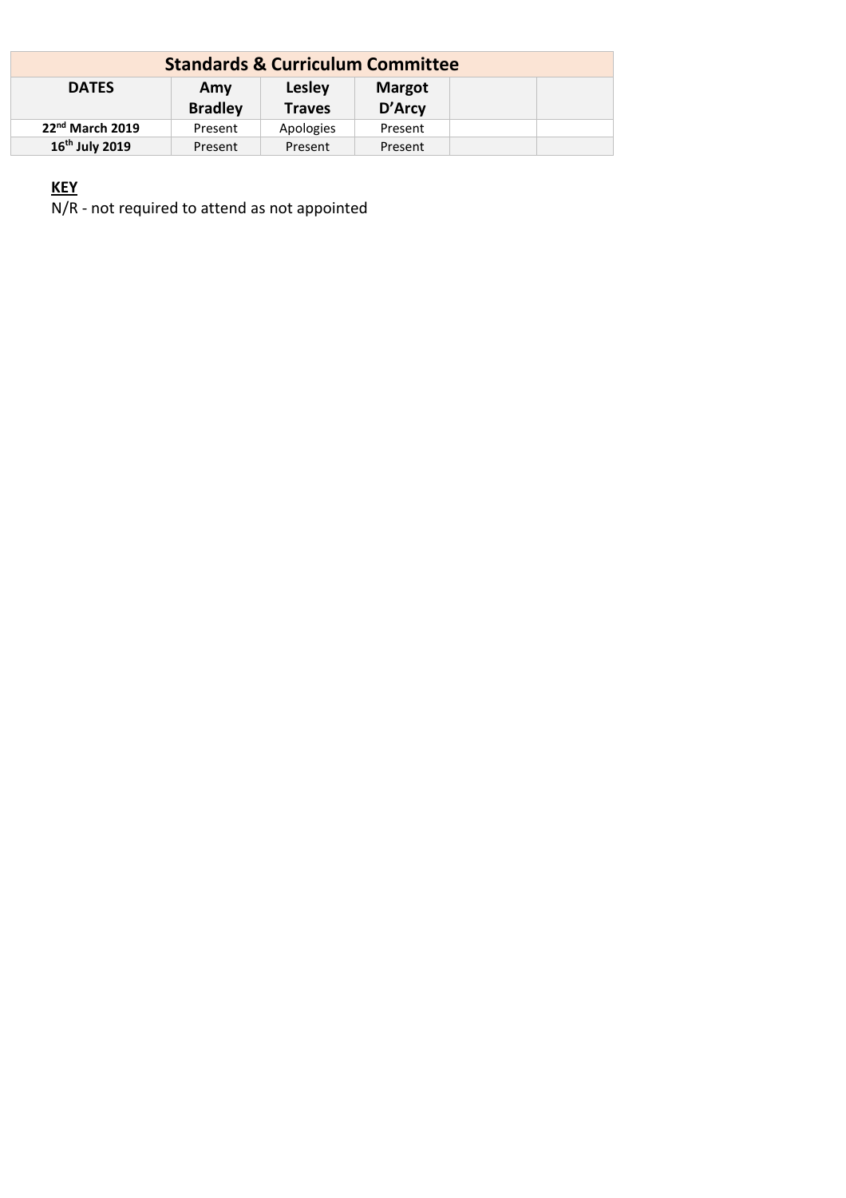| Standards & Curriculum Committee | | | | | |
|---|---|---|---|---|---|
| **DATES** | **Amy Bradley** | **Lesley Traves** | **Margot D'Arcy** | | |
| **22nd March 2019** | Present | Apologies | Present | | |
| **16th July 2019** | Present | Present | Present | | |

**KEY**

N/R - not required to attend as not appointed